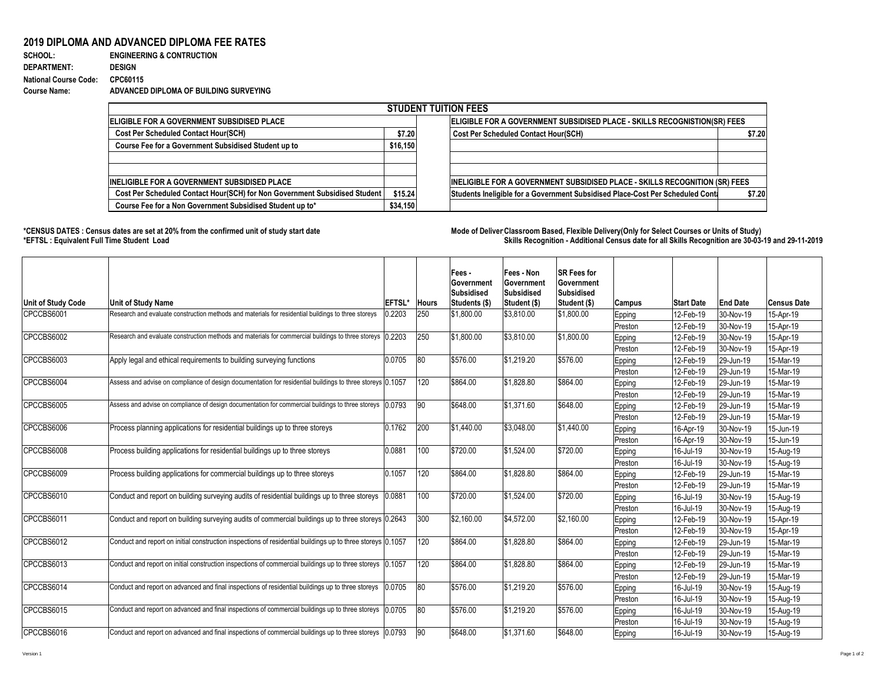# 2019 DIPLOMA AND ADVANCED DIPLOMA FEE RATES

**SCHOOL:** ENGINEERING & CONTRUCTION
**DEPARTMENT:** DESIGN
**National Course Code:** CPC60115
**Course Name:** ADVANCED DIPLOMA OF BUILDING SURVEYING

## STUDENT TUITION FEES

| ELIGIBLE FOR A GOVERNMENT SUBSIDISED PLACE | | ELIGIBLE FOR A GOVERNMENT SUBSIDISED PLACE - SKILLS RECOGNISTION(SR) FEES | |
|---|---|---|---|
| Cost Per Scheduled Contact Hour(SCH) | $7.20 | Cost Per Scheduled Contact Hour(SCH) | $7.20 |
| Course Fee for a Government Subsidised Student up to | $16,150 | | |
| | | | |
| | | | |
| **INELIGIBLE FOR A GOVERNMENT SUBSIDISED PLACE** | | **INELIGIBLE FOR A GOVERNMENT SUBSIDISED PLACE - SKILLS RECOGNITION (SR) FEES** | |
| Cost Per Scheduled Contact Hour(SCH) for Non Government Subsidised Student | $15.24 | Students Ineligible for a Government Subsidised Place-Cost Per Scheduled Conta | $7.20 |
| Course Fee for a Non Government Subsidised Student up to* | $34,150 | | |

**\*CENSUS DATES : Census dates are set at 20% from the confirmed unit of study start date**
**\*EFTSL : Equivalent Full Time Student Load**

**Mode of Deliver Classroom Based, Flexible Delivery(Only for Select Courses or Units of Study)**
**Skills Recognition - Additional Census date for all Skills Recognition are 30-03-19 and 29-11-2019**

| Unit of Study Code | Unit of Study Name | EFTSL* | Hours | Fees - Government Subsidised Students ($) | Fees - Non Government Subsidised Student ($) | SR Fees for Government Subsidised Student ($) | Campus | Start Date | End Date | Census Date |
|---|---|---|---|---|---|---|---|---|---|---|
| CPCCBS6001 | Research and evaluate construction methods and materials for residential buildings to three storeys | 0.2203 | 250 | $1,800.00 | $3,810.00 | $1,800.00 | Epping | 12-Feb-19 | 30-Nov-19 | 15-Apr-19 |
| | | | | | | | Preston | 12-Feb-19 | 30-Nov-19 | 15-Apr-19 |
| CPCCBS6002 | Research and evaluate construction methods and materials for commercial buildings to three storeys | 0.2203 | 250 | $1,800.00 | $3,810.00 | $1,800.00 | Epping | 12-Feb-19 | 30-Nov-19 | 15-Apr-19 |
| | | | | | | | Preston | 12-Feb-19 | 30-Nov-19 | 15-Apr-19 |
| CPCCBS6003 | Apply legal and ethical requirements to building surveying functions | 0.0705 | 80 | $576.00 | $1,219.20 | $576.00 | Epping | 12-Feb-19 | 29-Jun-19 | 15-Mar-19 |
| | | | | | | | Preston | 12-Feb-19 | 29-Jun-19 | 15-Mar-19 |
| CPCCBS6004 | Assess and advise on compliance of design documentation for residential buildings to three storeys | 0.1057 | 120 | $864.00 | $1,828.80 | $864.00 | Epping | 12-Feb-19 | 29-Jun-19 | 15-Mar-19 |
| | | | | | | | Preston | 12-Feb-19 | 29-Jun-19 | 15-Mar-19 |
| CPCCBS6005 | Assess and advise on compliance of design documentation for commercial buildings to three storeys | 0.0793 | 90 | $648.00 | $1,371.60 | $648.00 | Epping | 12-Feb-19 | 29-Jun-19 | 15-Mar-19 |
| | | | | | | | Preston | 12-Feb-19 | 29-Jun-19 | 15-Mar-19 |
| CPCCBS6006 | Process planning applications for residential buildings up to three storeys | 0.1762 | 200 | $1,440.00 | $3,048.00 | $1,440.00 | Epping | 16-Apr-19 | 30-Nov-19 | 15-Jun-19 |
| | | | | | | | Preston | 16-Apr-19 | 30-Nov-19 | 15-Jun-19 |
| CPCCBS6008 | Process building applications for residential buildings up to three storeys | 0.0881 | 100 | $720.00 | $1,524.00 | $720.00 | Epping | 16-Jul-19 | 30-Nov-19 | 15-Aug-19 |
| | | | | | | | Preston | 16-Jul-19 | 30-Nov-19 | 15-Aug-19 |
| CPCCBS6009 | Process building applications for commercial buildings up to three storeys | 0.1057 | 120 | $864.00 | $1,828.80 | $864.00 | Epping | 12-Feb-19 | 29-Jun-19 | 15-Mar-19 |
| | | | | | | | Preston | 12-Feb-19 | 29-Jun-19 | 15-Mar-19 |
| CPCCBS6010 | Conduct and report on building surveying audits of residential buildings up to three storeys | 0.0881 | 100 | $720.00 | $1,524.00 | $720.00 | Epping | 16-Jul-19 | 30-Nov-19 | 15-Aug-19 |
| | | | | | | | Preston | 16-Jul-19 | 30-Nov-19 | 15-Aug-19 |
| CPCCBS6011 | Conduct and report on building surveying audits of commercial buildings up to three storeys | 0.2643 | 300 | $2,160.00 | $4,572.00 | $2,160.00 | Epping | 12-Feb-19 | 30-Nov-19 | 15-Apr-19 |
| | | | | | | | Preston | 12-Feb-19 | 30-Nov-19 | 15-Apr-19 |
| CPCCBS6012 | Conduct and report on initial construction inspections of residential buildings up to three storeys | 0.1057 | 120 | $864.00 | $1,828.80 | $864.00 | Epping | 12-Feb-19 | 29-Jun-19 | 15-Mar-19 |
| | | | | | | | Preston | 12-Feb-19 | 29-Jun-19 | 15-Mar-19 |
| CPCCBS6013 | Conduct and report on initial construction inspections of commercial buildings up to three storeys | 0.1057 | 120 | $864.00 | $1,828.80 | $864.00 | Epping | 12-Feb-19 | 29-Jun-19 | 15-Mar-19 |
| | | | | | | | Preston | 12-Feb-19 | 29-Jun-19 | 15-Mar-19 |
| CPCCBS6014 | Conduct and report on advanced and final inspections of residential buildings up to three storeys | 0.0705 | 80 | $576.00 | $1,219.20 | $576.00 | Epping | 16-Jul-19 | 30-Nov-19 | 15-Aug-19 |
| | | | | | | | Preston | 16-Jul-19 | 30-Nov-19 | 15-Aug-19 |
| CPCCBS6015 | Conduct and report on advanced and final inspections of commercial buildings up to three storeys | 0.0705 | 80 | $576.00 | $1,219.20 | $576.00 | Epping | 16-Jul-19 | 30-Nov-19 | 15-Aug-19 |
| | | | | | | | Preston | 16-Jul-19 | 30-Nov-19 | 15-Aug-19 |
| CPCCBS6016 | Conduct and report on advanced and final inspections of commercial buildings up to three storeys | 0.0793 | 90 | $648.00 | $1,371.60 | $648.00 | Epping | 16-Jul-19 | 30-Nov-19 | 15-Aug-19 |

Version 1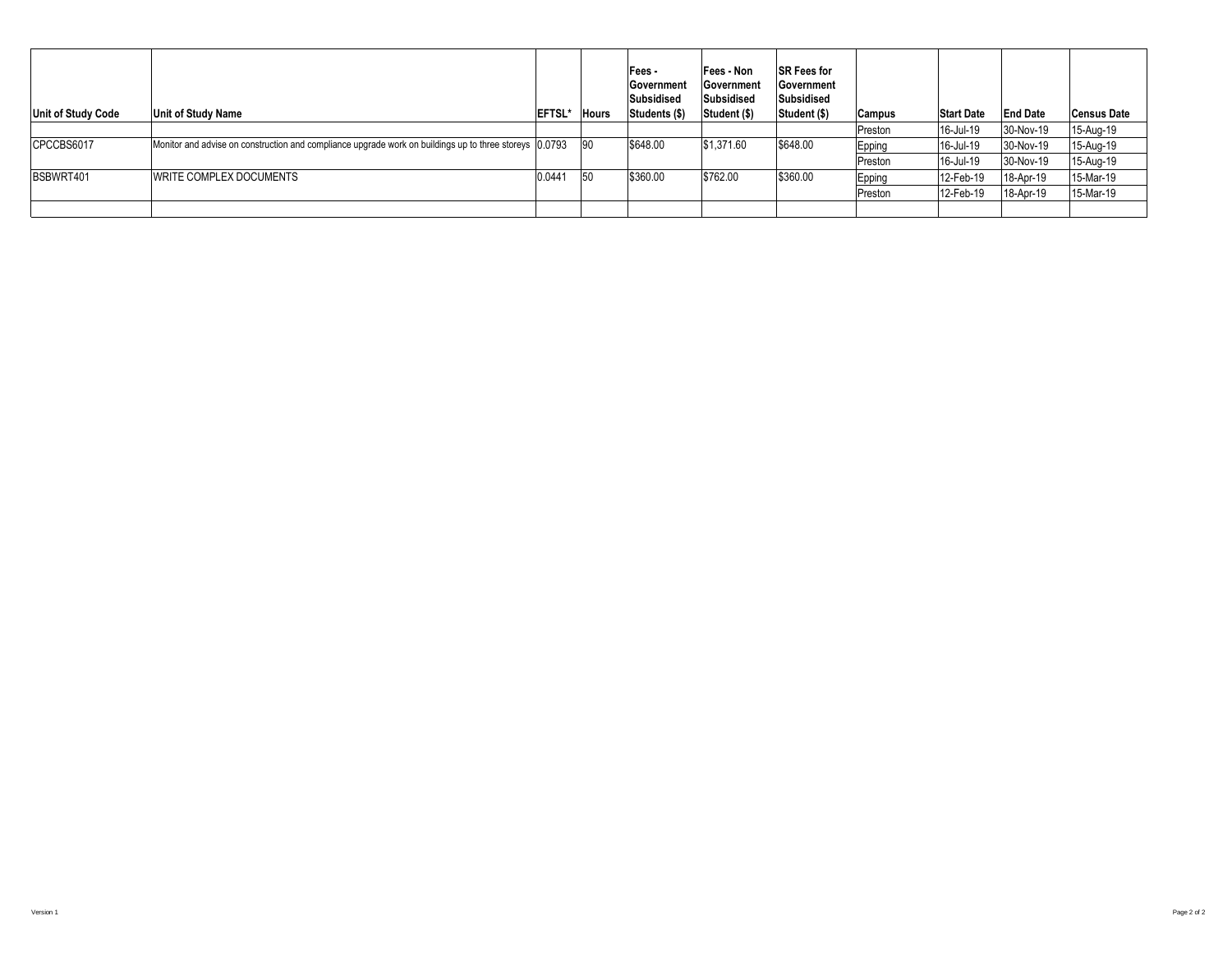| Unit of Study Code | Unit of Study Name | EFTSL* | Hours | Fees - Government Subsidised Students ($) | Fees - Non Government Subsidised Student ($) | SR Fees for Government Subsidised Student ($) | Campus | Start Date | End Date | Census Date |
|---|---|---|---|---|---|---|---|---|---|---|
| | | | | | | | Preston | 16-Jul-19 | 30-Nov-19 | 15-Aug-19 |
| CPCCBS6017 | Monitor and advise on construction and compliance upgrade work on buildings up to three storeys | 0.0793 | 90 | $648.00 | $1,371.60 | $648.00 | Epping | 16-Jul-19 | 30-Nov-19 | 15-Aug-19 |
| | | | | | | | Preston | 16-Jul-19 | 30-Nov-19 | 15-Aug-19 |
| BSBWRT401 | WRITE COMPLEX DOCUMENTS | 0.0441 | 50 | $360.00 | $762.00 | $360.00 | Epping | 12-Feb-19 | 18-Apr-19 | 15-Mar-19 |
| | | | | | | | Preston | 12-Feb-19 | 18-Apr-19 | 15-Mar-19 |
| | | | | | | | | | | |

Version 1